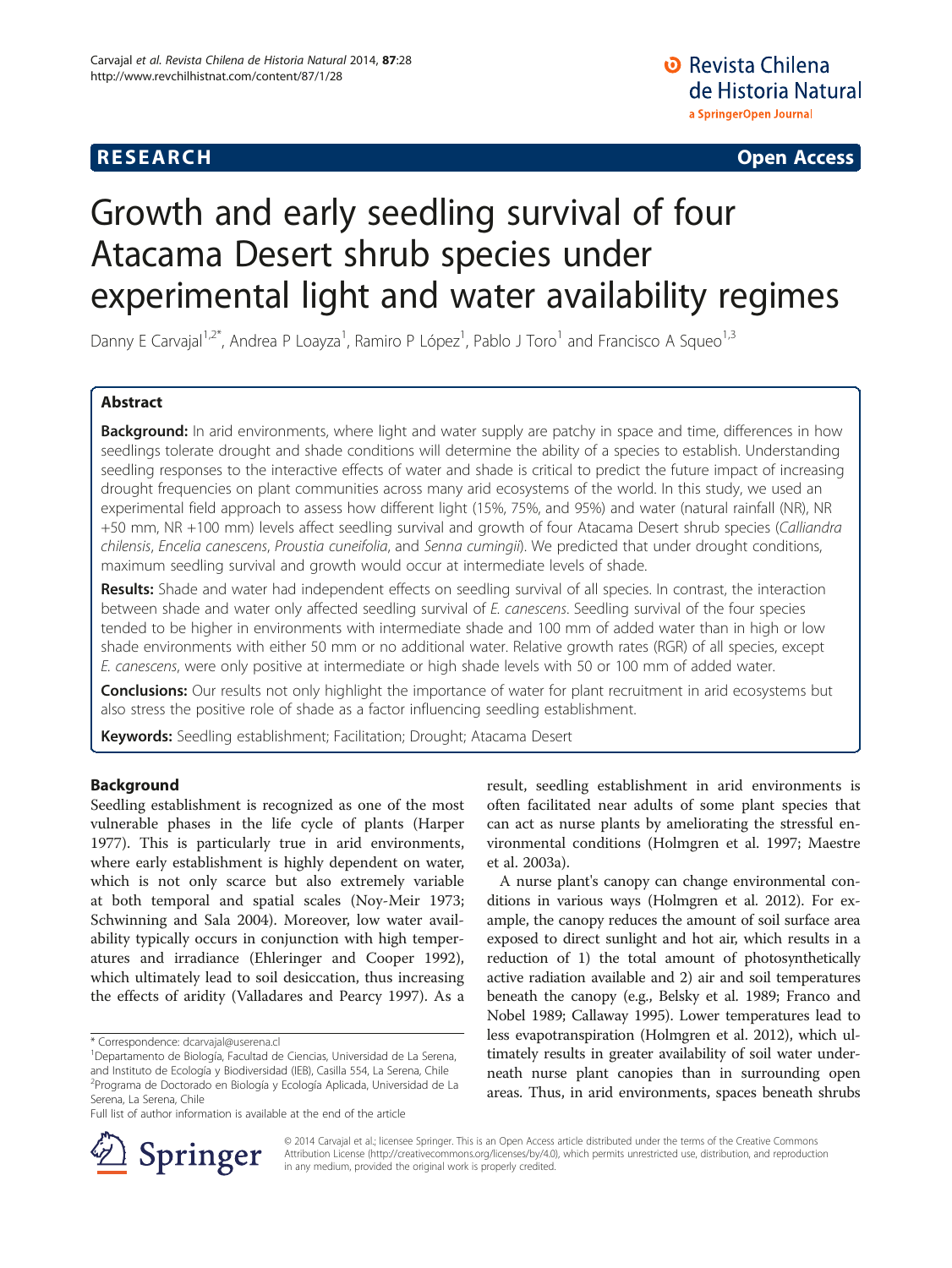**RESEARCH** **Open Access**

# Growth and early seedling survival of four Atacama Desert shrub species under experimental light and water availability regimes

Danny E Carvajal[1,2*], Andrea P Loayza[1], Ramiro P López[1], Pablo J Toro[1] and Francisco A Squeo[1,3]

## Abstract

**Background:** In arid environments, where light and water supply are patchy in space and time, differences in how seedlings tolerate drought and shade conditions will determine the ability of a species to establish. Understanding seedling responses to the interactive effects of water and shade is critical to predict the future impact of increasing drought frequencies on plant communities across many arid ecosystems of the world. In this study, we used an experimental field approach to assess how different light (15%, 75%, and 95%) and water (natural rainfall (NR), NR +50 mm, NR +100 mm) levels affect seedling survival and growth of four Atacama Desert shrub species (*Calliandra chilensis*, *Encelia canescens*, *Proustia cuneifolia*, and *Senna cumingii*). We predicted that under drought conditions, maximum seedling survival and growth would occur at intermediate levels of shade.

**Results:** Shade and water had independent effects on seedling survival of all species. In contrast, the interaction between shade and water only affected seedling survival of *E. canescens*. Seedling survival of the four species tended to be higher in environments with intermediate shade and 100 mm of added water than in high or low shade environments with either 50 mm or no additional water. Relative growth rates (RGR) of all species, except *E. canescens*, were only positive at intermediate or high shade levels with 50 or 100 mm of added water.

**Conclusions:** Our results not only highlight the importance of water for plant recruitment in arid ecosystems but also stress the positive role of shade as a factor influencing seedling establishment.

**Keywords:** Seedling establishment; Facilitation; Drought; Atacama Desert

## Background

Seedling establishment is recognized as one of the most vulnerable phases in the life cycle of plants (Harper 1977). This is particularly true in arid environments, where early establishment is highly dependent on water, which is not only scarce but also extremely variable at both temporal and spatial scales (Noy-Meir 1973; Schwinning and Sala 2004). Moreover, low water availability typically occurs in conjunction with high temperatures and irradiance (Ehleringer and Cooper 1992), which ultimately lead to soil desiccation, thus increasing the effects of aridity (Valladares and Pearcy 1997). As a result, seedling establishment in arid environments is often facilitated near adults of some plant species that can act as nurse plants by ameliorating the stressful environmental conditions (Holmgren et al. 1997; Maestre et al. 2003a).

A nurse plant's canopy can change environmental conditions in various ways (Holmgren et al. 2012). For example, the canopy reduces the amount of soil surface area exposed to direct sunlight and hot air, which results in a reduction of 1) the total amount of photosynthetically active radiation available and 2) air and soil temperatures beneath the canopy (e.g., Belsky et al. 1989; Franco and Nobel 1989; Callaway 1995). Lower temperatures lead to less evapotranspiration (Holmgren et al. 2012), which ultimately results in greater availability of soil water underneath nurse plant canopies than in surrounding open areas. Thus, in arid environments, spaces beneath shrubs

\* Correspondence: dcarvajal@userena.cl
[1]Departamento de Biología, Facultad de Ciencias, Universidad de La Serena, and Instituto de Ecología y Biodiversidad (IEB), Casilla 554, La Serena, Chile
[2]Programa de Doctorado en Biología y Ecología Aplicada, Universidad de La Serena, La Serena, Chile
Full list of author information is available at the end of the article

© 2014 Carvajal et al.; licensee Springer. This is an Open Access article distributed under the terms of the Creative Commons Attribution License (http://creativecommons.org/licenses/by/4.0), which permits unrestricted use, distribution, and reproduction in any medium, provided the original work is properly credited.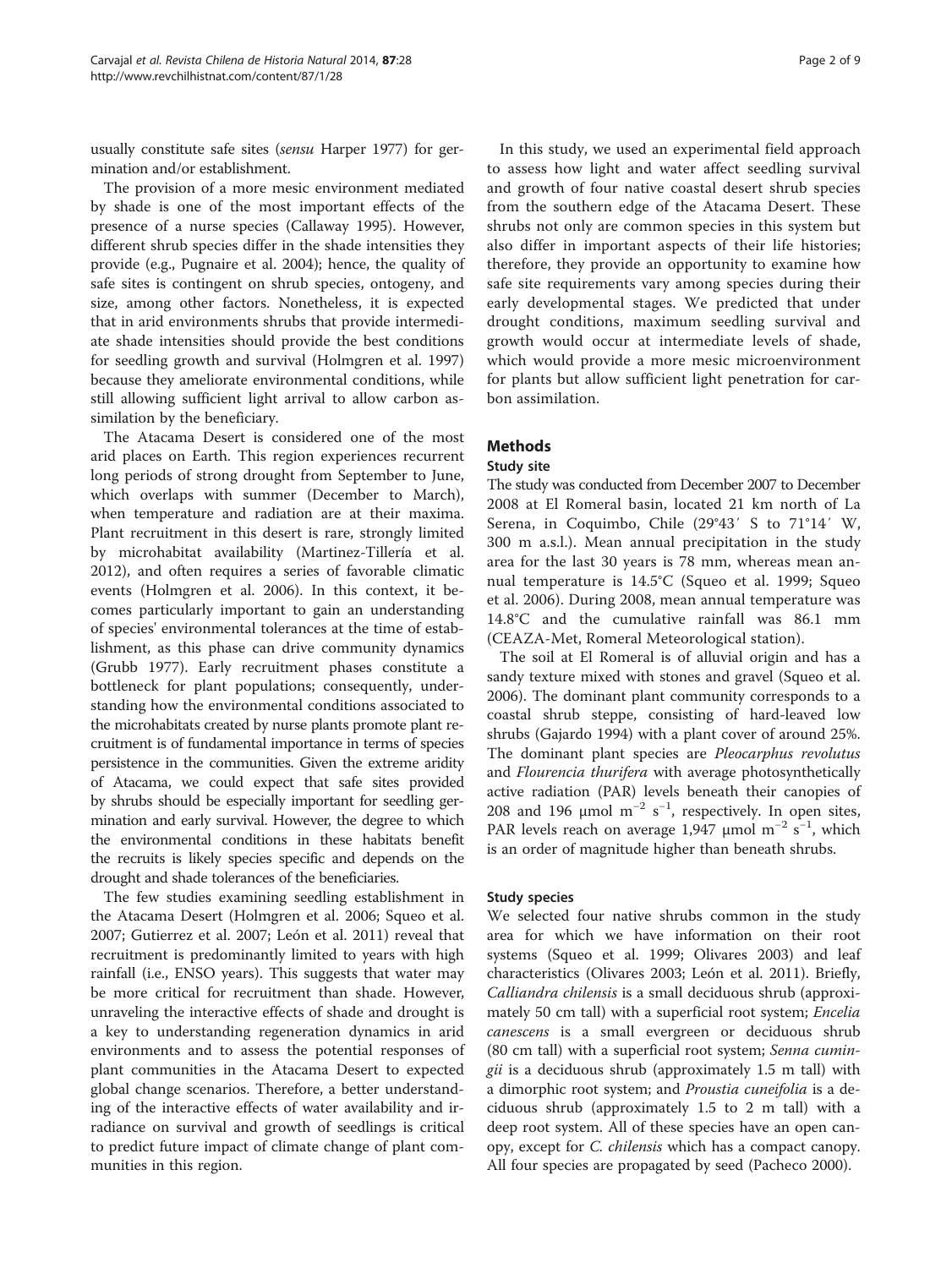usually constitute safe sites (*sensu* Harper 1977) for germination and/or establishment.

The provision of a more mesic environment mediated by shade is one of the most important effects of the presence of a nurse species (Callaway 1995). However, different shrub species differ in the shade intensities they provide (e.g., Pugnaire et al. 2004); hence, the quality of safe sites is contingent on shrub species, ontogeny, and size, among other factors. Nonetheless, it is expected that in arid environments shrubs that provide intermediate shade intensities should provide the best conditions for seedling growth and survival (Holmgren et al. 1997) because they ameliorate environmental conditions, while still allowing sufficient light arrival to allow carbon assimilation by the beneficiary.

The Atacama Desert is considered one of the most arid places on Earth. This region experiences recurrent long periods of strong drought from September to June, which overlaps with summer (December to March), when temperature and radiation are at their maxima. Plant recruitment in this desert is rare, strongly limited by microhabitat availability (Martinez-Tillería et al. 2012), and often requires a series of favorable climatic events (Holmgren et al. 2006). In this context, it becomes particularly important to gain an understanding of species' environmental tolerances at the time of establishment, as this phase can drive community dynamics (Grubb 1977). Early recruitment phases constitute a bottleneck for plant populations; consequently, understanding how the environmental conditions associated to the microhabitats created by nurse plants promote plant recruitment is of fundamental importance in terms of species persistence in the communities. Given the extreme aridity of Atacama, we could expect that safe sites provided by shrubs should be especially important for seedling germination and early survival. However, the degree to which the environmental conditions in these habitats benefit the recruits is likely species specific and depends on the drought and shade tolerances of the beneficiaries.

The few studies examining seedling establishment in the Atacama Desert (Holmgren et al. 2006; Squeo et al. 2007; Gutierrez et al. 2007; León et al. 2011) reveal that recruitment is predominantly limited to years with high rainfall (i.e., ENSO years). This suggests that water may be more critical for recruitment than shade. However, unraveling the interactive effects of shade and drought is a key to understanding regeneration dynamics in arid environments and to assess the potential responses of plant communities in the Atacama Desert to expected global change scenarios. Therefore, a better understanding of the interactive effects of water availability and irradiance on survival and growth of seedlings is critical to predict future impact of climate change of plant communities in this region.

In this study, we used an experimental field approach to assess how light and water affect seedling survival and growth of four native coastal desert shrub species from the southern edge of the Atacama Desert. These shrubs not only are common species in this system but also differ in important aspects of their life histories; therefore, they provide an opportunity to examine how safe site requirements vary among species during their early developmental stages. We predicted that under drought conditions, maximum seedling survival and growth would occur at intermediate levels of shade, which would provide a more mesic microenvironment for plants but allow sufficient light penetration for carbon assimilation.

## Methods

### Study site

The study was conducted from December 2007 to December 2008 at El Romeral basin, located 21 km north of La Serena, in Coquimbo, Chile (29°43′ S to 71°14′ W, 300 m a.s.l.). Mean annual precipitation in the study area for the last 30 years is 78 mm, whereas mean annual temperature is 14.5°C (Squeo et al. 1999; Squeo et al. 2006). During 2008, mean annual temperature was 14.8°C and the cumulative rainfall was 86.1 mm (CEAZA-Met, Romeral Meteorological station).

The soil at El Romeral is of alluvial origin and has a sandy texture mixed with stones and gravel (Squeo et al. 2006). The dominant plant community corresponds to a coastal shrub steppe, consisting of hard-leaved low shrubs (Gajardo 1994) with a plant cover of around 25%. The dominant plant species are *Pleocarphus revolutus* and *Flourencia thurifera* with average photosynthetically active radiation (PAR) levels beneath their canopies of 208 and 196 μmol $m^{-2}$ $s^{-1}$, respectively. In open sites, PAR levels reach on average 1,947 μmol $m^{-2}$ $s^{-1}$, which is an order of magnitude higher than beneath shrubs.

### Study species

We selected four native shrubs common in the study area for which we have information on their root systems (Squeo et al. 1999; Olivares 2003) and leaf characteristics (Olivares 2003; León et al. 2011). Briefly, *Calliandra chilensis* is a small deciduous shrub (approximately 50 cm tall) with a superficial root system; *Encelia canescens* is a small evergreen or deciduous shrub (80 cm tall) with a superficial root system; *Senna cumingii* is a deciduous shrub (approximately 1.5 m tall) with a dimorphic root system; and *Proustia cuneifolia* is a deciduous shrub (approximately 1.5 to 2 m tall) with a deep root system. All of these species have an open canopy, except for *C. chilensis* which has a compact canopy. All four species are propagated by seed (Pacheco 2000).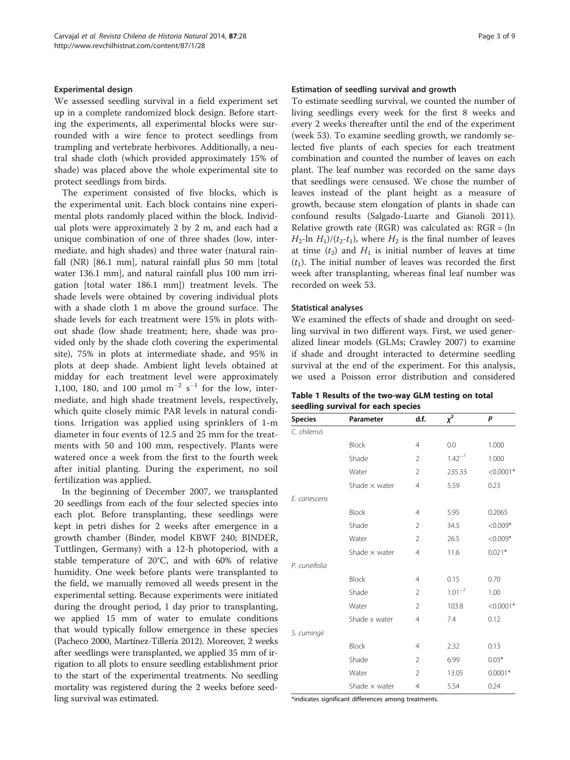### Experimental design

We assessed seedling survival in a field experiment set up in a complete randomized block design. Before starting the experiments, all experimental blocks were surrounded with a wire fence to protect seedlings from trampling and vertebrate herbivores. Additionally, a neutral shade cloth (which provided approximately 15% of shade) was placed above the whole experimental site to protect seedlings from birds.

The experiment consisted of five blocks, which is the experimental unit. Each block contains nine experimental plots randomly placed within the block. Individual plots were approximately 2 by 2 m, and each had a unique combination of one of three shades (low, intermediate, and high shades) and three water (natural rainfall (NR) [86.1 mm], natural rainfall plus 50 mm [total water 136.1 mm], and natural rainfall plus 100 mm irrigation [total water 186.1 mm]) treatment levels. The shade levels were obtained by covering individual plots with a shade cloth 1 m above the ground surface. The shade levels for each treatment were 15% in plots without shade (low shade treatment; here, shade was provided only by the shade cloth covering the experimental site), 75% in plots at intermediate shade, and 95% in plots at deep shade. Ambient light levels obtained at midday for each treatment level were approximately 1,100, 180, and 100 μmol $m^{-2}$ $s^{-1}$ for the low, intermediate, and high shade treatment levels, respectively, which quite closely mimic PAR levels in natural conditions. Irrigation was applied using sprinklers of 1-m diameter in four events of 12.5 and 25 mm for the treatments with 50 and 100 mm, respectively. Plants were watered once a week from the first to the fourth week after initial planting. During the experiment, no soil fertilization was applied.

In the beginning of December 2007, we transplanted 20 seedlings from each of the four selected species into each plot. Before transplanting, these seedlings were kept in petri dishes for 2 weeks after emergence in a growth chamber (Binder, model KBWF 240; BINDER, Tuttlingen, Germany) with a 12-h photoperiod, with a stable temperature of 20°C, and with 60% of relative humidity. One week before plants were transplanted to the field, we manually removed all weeds present in the experimental setting. Because experiments were initiated during the drought period, 1 day prior to transplanting, we applied 15 mm of water to emulate conditions that would typically follow emergence in these species (Pacheco 2000, Martínez-Tillería 2012). Moreover, 2 weeks after seedlings were transplanted, we applied 35 mm of irrigation to all plots to ensure seedling establishment prior to the start of the experimental treatments. No seedling mortality was registered during the 2 weeks before seedling survival was estimated.

### Estimation of seedling survival and growth

To estimate seedling survival, we counted the number of living seedlings every week for the first 8 weeks and every 2 weeks thereafter until the end of the experiment (week 53). To examine seedling growth, we randomly selected five plants of each species for each treatment combination and counted the number of leaves on each plant. The leaf number was recorded on the same days that seedlings were censused. We chose the number of leaves instead of the plant height as a measure of growth, because stem elongation of plants in shade can confound results (Salgado-Luarte and Gianoli 2011). Relative growth rate (RGR) was calculated as: RGR = (ln $H_2$-ln $H_1$)/($t_2$-$t_1$), where $H_2$ is the final number of leaves at time ($t_2$) and $H_1$ is initial number of leaves at time ($t_1$). The initial number of leaves was recorded the first week after transplanting, whereas final leaf number was recorded on week 53.

### Statistical analyses

We examined the effects of shade and drought on seedling survival in two different ways. First, we used generalized linear models (GLMs; Crawley 2007) to examine if shade and drought interacted to determine seedling survival at the end of the experiment. For this analysis, we used a Poisson error distribution and considered

**Table 1 Results of the two-way GLM testing on total seedling survival for each species**

| Species | Parameter | d.f. | $\chi^2$ | P |
|---|---|---|---|---|
| *C. chilensis* | | | | |
| | Block | 4 | 0.0 | 1.000 |
| | Shade | 2 | $1.42^{-7}$ | 1.000 |
| | Water | 2 | 235.33 | <0.0001* |
| | Shade × water | 4 | 5.59 | 0.23 |
| *E. canescens* | | | | |
| | Block | 4 | 5.95 | 0.2065 |
| | Shade | 2 | 34.5 | <0.009* |
| | Water | 2 | 26.5 | <0.009* |
| | Shade × water | 4 | 11.6 | 0.021* |
| *P. cuneifolia* | | | | |
| | Block | 4 | 0.15 | 0.70 |
| | Shade | 2 | $1.01^{-7}$ | 1.00 |
| | Water | 2 | 103.8 | <0.0001* |
| | Shade x water | 4 | 7.4 | 0.12 |
| *S. cumingii* | | | | |
| | Block | 4 | 2.32 | 0.13 |
| | Shade | 2 | 6.99 | 0.03* |
| | Water | 2 | 13.05 | 0.0001* |
| | Shade × water | 4 | 5.54 | 0.24 |

*indicates significant differences among treatments.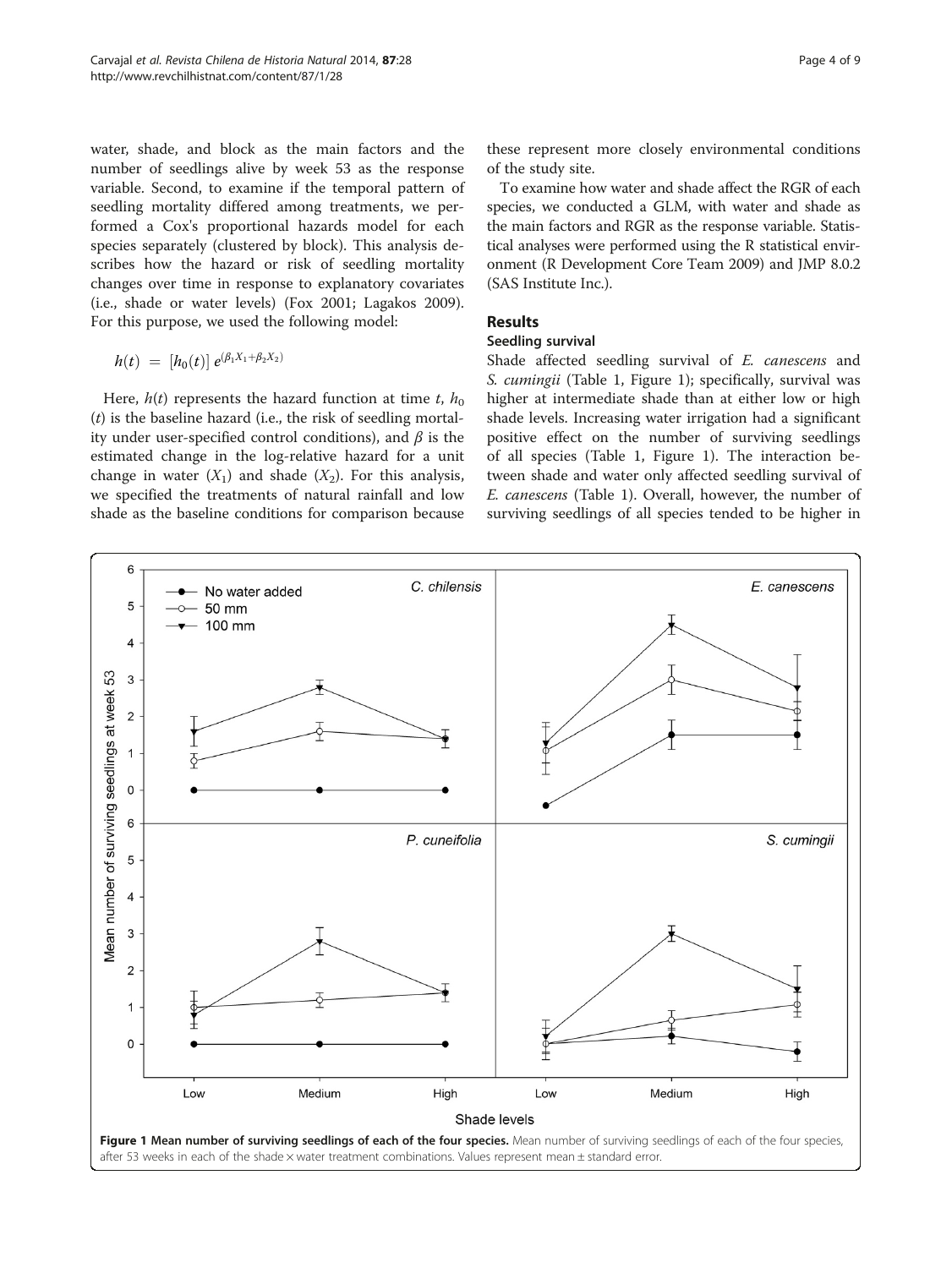water, shade, and block as the main factors and the number of seedlings alive by week 53 as the response variable. Second, to examine if the temporal pattern of seedling mortality differed among treatments, we performed a Cox's proportional hazards model for each species separately (clustered by block). This analysis describes how the hazard or risk of seedling mortality changes over time in response to explanatory covariates (i.e., shade or water levels) (Fox 2001; Lagakos 2009). For this purpose, we used the following model:

$$h(t) = [h_0(t)]\, e^{(\beta_1 X_1 + \beta_2 X_2)}$$

Here, $h(t)$ represents the hazard function at time $t$, $h_0(t)$ is the baseline hazard (i.e., the risk of seedling mortality under user-specified control conditions), and $\beta$ is the estimated change in the log-relative hazard for a unit change in water ($X_1$) and shade ($X_2$). For this analysis, we specified the treatments of natural rainfall and low shade as the baseline conditions for comparison because these represent more closely environmental conditions of the study site.

To examine how water and shade affect the RGR of each species, we conducted a GLM, with water and shade as the main factors and RGR as the response variable. Statistical analyses were performed using the R statistical environment (R Development Core Team 2009) and JMP 8.0.2 (SAS Institute Inc.).

## Results

### Seedling survival

Shade affected seedling survival of *E. canescens* and *S. cumingii* (Table 1, Figure 1); specifically, survival was higher at intermediate shade than at either low or high shade levels. Increasing water irrigation had a significant positive effect on the number of surviving seedlings of all species (Table 1, Figure 1). The interaction between shade and water only affected seedling survival of *E. canescens* (Table 1). Overall, however, the number of surviving seedlings of all species tended to be higher in

**Figure 1 Mean number of surviving seedlings of each of the four species.** Mean number of surviving seedlings of each of the four species, after 53 weeks in each of the shade × water treatment combinations. Values represent mean ± standard error.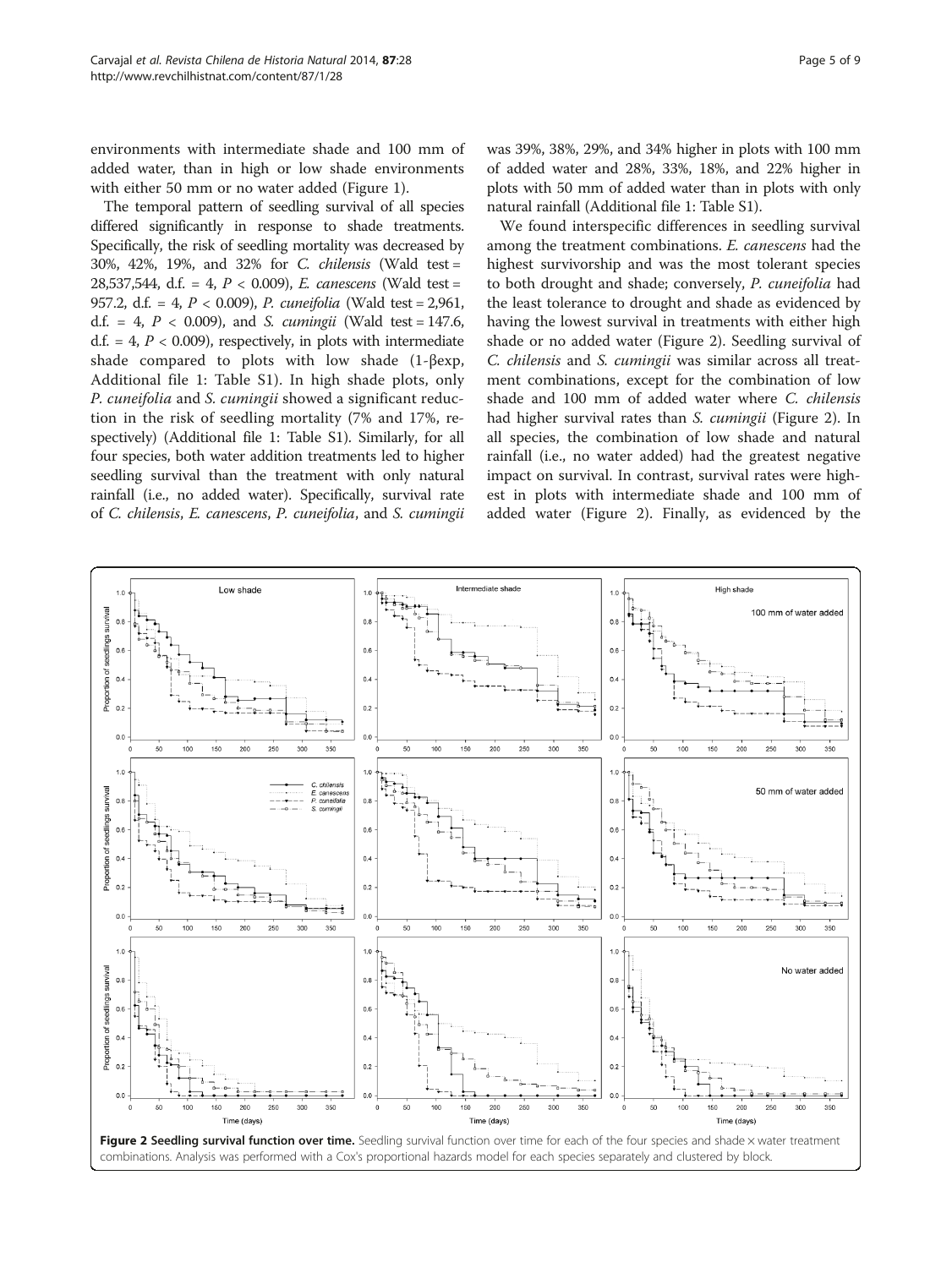environments with intermediate shade and 100 mm of added water, than in high or low shade environments with either 50 mm or no water added (Figure 1).

The temporal pattern of seedling survival of all species differed significantly in response to shade treatments. Specifically, the risk of seedling mortality was decreased by 30%, 42%, 19%, and 32% for *C. chilensis* (Wald test = 28,537,544, d.f. = 4, $P < 0.009$), *E. canescens* (Wald test = 957.2, d.f. = 4, $P < 0.009$), *P. cuneifolia* (Wald test = 2,961, d.f. = 4, $P < 0.009$), and *S. cumingii* (Wald test = 147.6, d.f. = 4, $P < 0.009$), respectively, in plots with intermediate shade compared to plots with low shade (1-βexp, Additional file 1: Table S1). In high shade plots, only *P. cuneifolia* and *S. cumingii* showed a significant reduction in the risk of seedling mortality (7% and 17%, respectively) (Additional file 1: Table S1). Similarly, for all four species, both water addition treatments led to higher seedling survival than the treatment with only natural rainfall (i.e., no added water). Specifically, survival rate of *C. chilensis*, *E. canescens*, *P. cuneifolia*, and *S. cumingii* was 39%, 38%, 29%, and 34% higher in plots with 100 mm of added water and 28%, 33%, 18%, and 22% higher in plots with 50 mm of added water than in plots with only natural rainfall (Additional file 1: Table S1).

We found interspecific differences in seedling survival among the treatment combinations. *E. canescens* had the highest survivorship and was the most tolerant species to both drought and shade; conversely, *P. cuneifolia* had the least tolerance to drought and shade as evidenced by having the lowest survival in treatments with either high shade or no added water (Figure 2). Seedling survival of *C. chilensis* and *S. cumingii* was similar across all treatment combinations, except for the combination of low shade and 100 mm of added water where *C. chilensis* had higher survival rates than *S. cumingii* (Figure 2). In all species, the combination of low shade and natural rainfall (i.e., no water added) had the greatest negative impact on survival. In contrast, survival rates were highest in plots with intermediate shade and 100 mm of added water (Figure 2). Finally, as evidenced by the

**Figure 2 Seedling survival function over time.** Seedling survival function over time for each of the four species and shade × water treatment combinations. Analysis was performed with a Cox's proportional hazards model for each species separately and clustered by block.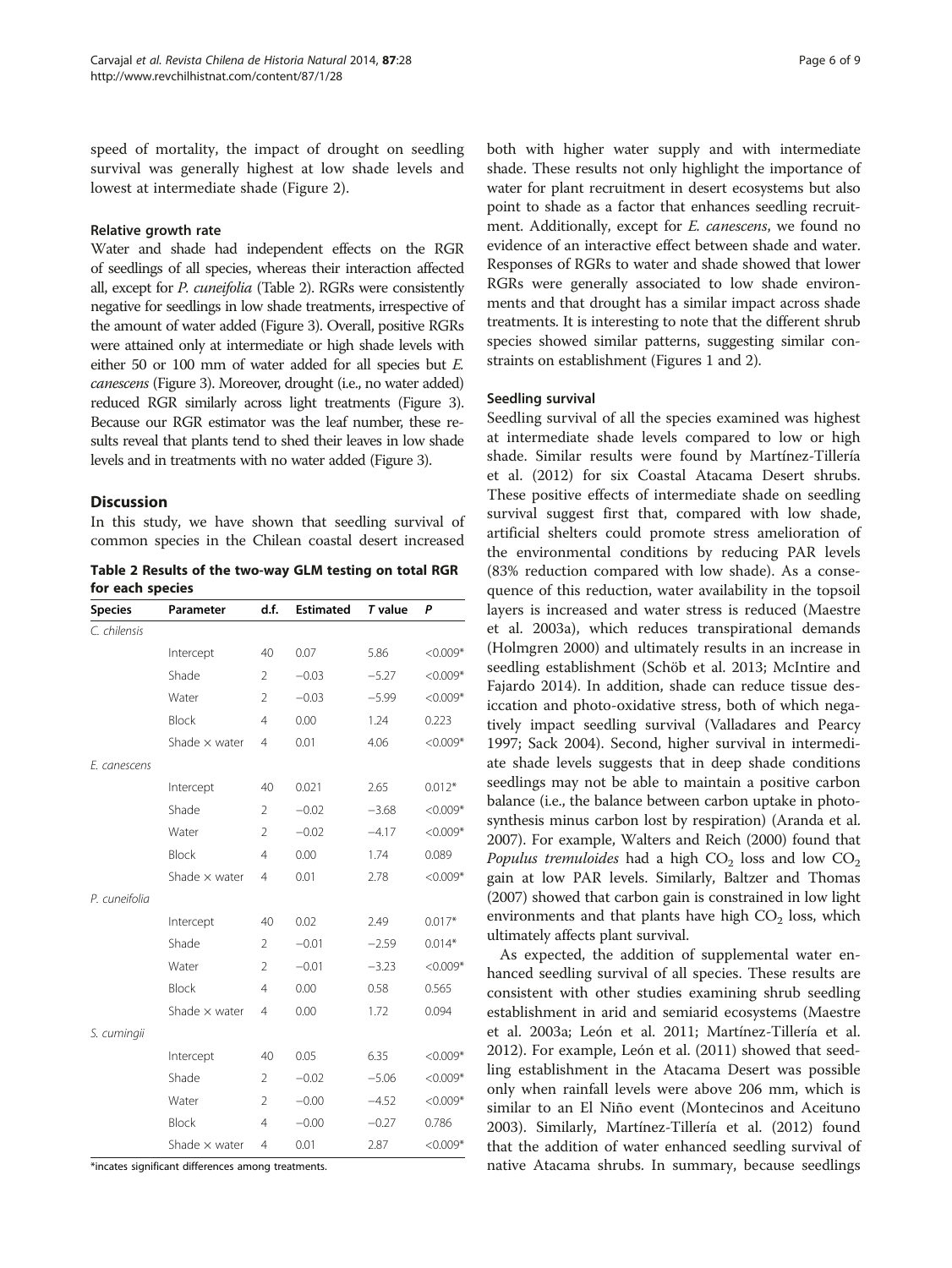speed of mortality, the impact of drought on seedling survival was generally highest at low shade levels and lowest at intermediate shade (Figure 2).

### Relative growth rate

Water and shade had independent effects on the RGR of seedlings of all species, whereas their interaction affected all, except for *P. cuneifolia* (Table 2). RGRs were consistently negative for seedlings in low shade treatments, irrespective of the amount of water added (Figure 3). Overall, positive RGRs were attained only at intermediate or high shade levels with either 50 or 100 mm of water added for all species but *E. canescens* (Figure 3). Moreover, drought (i.e., no water added) reduced RGR similarly across light treatments (Figure 3). Because our RGR estimator was the leaf number, these results reveal that plants tend to shed their leaves in low shade levels and in treatments with no water added (Figure 3).

## Discussion

In this study, we have shown that seedling survival of common species in the Chilean coastal desert increased both with higher water supply and with intermediate shade. These results not only highlight the importance of water for plant recruitment in desert ecosystems but also point to shade as a factor that enhances seedling recruitment. Additionally, except for *E. canescens*, we found no evidence of an interactive effect between shade and water. Responses of RGRs to water and shade showed that lower RGRs were generally associated to low shade environments and that drought has a similar impact across shade treatments. It is interesting to note that the different shrub species showed similar patterns, suggesting similar constraints on establishment (Figures 1 and 2).

**Table 2 Results of the two-way GLM testing on total RGR for each species**

| Species | Parameter | d.f. | Estimated | *T* value | *P* |
|---|---|---|---|---|---|
| *C. chilensis* | | | | | |
| | Intercept | 40 | 0.07 | 5.86 | <0.009* |
| | Shade | 2 | −0.03 | −5.27 | <0.009* |
| | Water | 2 | −0.03 | −5.99 | <0.009* |
| | Block | 4 | 0.00 | 1.24 | 0.223 |
| | Shade × water | 4 | 0.01 | 4.06 | <0.009* |
| *E. canescens* | | | | | |
| | Intercept | 40 | 0.021 | 2.65 | 0.012* |
| | Shade | 2 | −0.02 | −3.68 | <0.009* |
| | Water | 2 | −0.02 | −4.17 | <0.009* |
| | Block | 4 | 0.00 | 1.74 | 0.089 |
| | Shade × water | 4 | 0.01 | 2.78 | <0.009* |
| *P. cuneifolia* | | | | | |
| | Intercept | 40 | 0.02 | 2.49 | 0.017* |
| | Shade | 2 | −0.01 | −2.59 | 0.014* |
| | Water | 2 | −0.01 | −3.23 | <0.009* |
| | Block | 4 | 0.00 | 0.58 | 0.565 |
| | Shade × water | 4 | 0.00 | 1.72 | 0.094 |
| *S. cumingii* | | | | | |
| | Intercept | 40 | 0.05 | 6.35 | <0.009* |
| | Shade | 2 | −0.02 | −5.06 | <0.009* |
| | Water | 2 | −0.00 | −4.52 | <0.009* |
| | Block | 4 | −0.00 | −0.27 | 0.786 |
| | Shade × water | 4 | 0.01 | 2.87 | <0.009* |

*incates significant differences among treatments.

### Seedling survival

Seedling survival of all the species examined was highest at intermediate shade levels compared to low or high shade. Similar results were found by Martínez-Tillería et al. (2012) for six Coastal Atacama Desert shrubs. These positive effects of intermediate shade on seedling survival suggest first that, compared with low shade, artificial shelters could promote stress amelioration of the environmental conditions by reducing PAR levels (83% reduction compared with low shade). As a consequence of this reduction, water availability in the topsoil layers is increased and water stress is reduced (Maestre et al. 2003a), which reduces transpirational demands (Holmgren 2000) and ultimately results in an increase in seedling establishment (Schöb et al. 2013; McIntire and Fajardo 2014). In addition, shade can reduce tissue desiccation and photo-oxidative stress, both of which negatively impact seedling survival (Valladares and Pearcy 1997; Sack 2004). Second, higher survival in intermediate shade levels suggests that in deep shade conditions seedlings may not be able to maintain a positive carbon balance (i.e., the balance between carbon uptake in photosynthesis minus carbon lost by respiration) (Aranda et al. 2007). For example, Walters and Reich (2000) found that *Populus tremuloides* had a high $CO_2$ loss and low $CO_2$ gain at low PAR levels. Similarly, Baltzer and Thomas (2007) showed that carbon gain is constrained in low light environments and that plants have high $CO_2$ loss, which ultimately affects plant survival.

As expected, the addition of supplemental water enhanced seedling survival of all species. These results are consistent with other studies examining shrub seedling establishment in arid and semiarid ecosystems (Maestre et al. 2003a; León et al. 2011; Martínez-Tillería et al. 2012). For example, León et al. (2011) showed that seedling establishment in the Atacama Desert was possible only when rainfall levels were above 206 mm, which is similar to an El Niño event (Montecinos and Aceituno 2003). Similarly, Martínez-Tillería et al. (2012) found that the addition of water enhanced seedling survival of native Atacama shrubs. In summary, because seedlings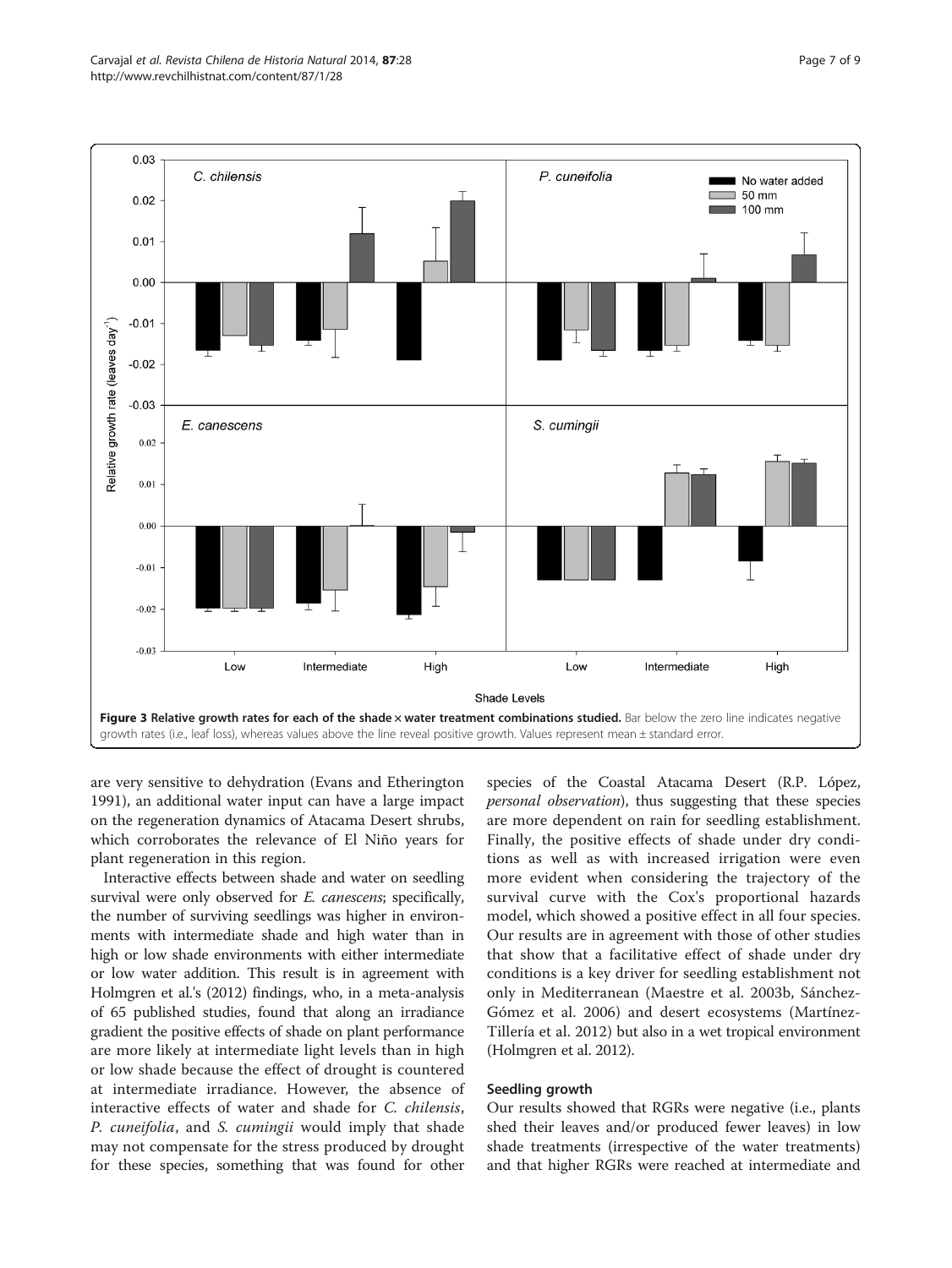C. chilensis

P. cuneifolia

No water added

50 mm

100 mm

E. canescens

S. cumingii

Relative growth rate (leaves day$^{-1}$)

0.03

0.02

0.01

0.00

-0.01

-0.02

-0.03

Low

Intermediate

High

Shade Levels

**Figure 3 Relative growth rates for each of the shade × water treatment combinations studied.** Bar below the zero line indicates negative growth rates (i.e., leaf loss), whereas values above the line reveal positive growth. Values represent mean ± standard error.

are very sensitive to dehydration (Evans and Etherington 1991), an additional water input can have a large impact on the regeneration dynamics of Atacama Desert shrubs, which corroborates the relevance of El Niño years for plant regeneration in this region.

Interactive effects between shade and water on seedling survival were only observed for *E. canescens*; specifically, the number of surviving seedlings was higher in environments with intermediate shade and high water than in high or low shade environments with either intermediate or low water addition. This result is in agreement with Holmgren et al.'s (2012) findings, who, in a meta-analysis of 65 published studies, found that along an irradiance gradient the positive effects of shade on plant performance are more likely at intermediate light levels than in high or low shade because the effect of drought is countered at intermediate irradiance. However, the absence of interactive effects of water and shade for *C. chilensis*, *P. cuneifolia*, and *S. cumingii* would imply that shade may not compensate for the stress produced by drought for these species, something that was found for other species of the Coastal Atacama Desert (R.P. López, *personal observation*), thus suggesting that these species are more dependent on rain for seedling establishment. Finally, the positive effects of shade under dry conditions as well as with increased irrigation were even more evident when considering the trajectory of the survival curve with the Cox's proportional hazards model, which showed a positive effect in all four species. Our results are in agreement with those of other studies that show that a facilitative effect of shade under dry conditions is a key driver for seedling establishment not only in Mediterranean (Maestre et al. 2003b, Sánchez-Gómez et al. 2006) and desert ecosystems (Martínez-Tillería et al. 2012) but also in a wet tropical environment (Holmgren et al. 2012).

### Seedling growth

Our results showed that RGRs were negative (i.e., plants shed their leaves and/or produced fewer leaves) in low shade treatments (irrespective of the water treatments) and that higher RGRs were reached at intermediate and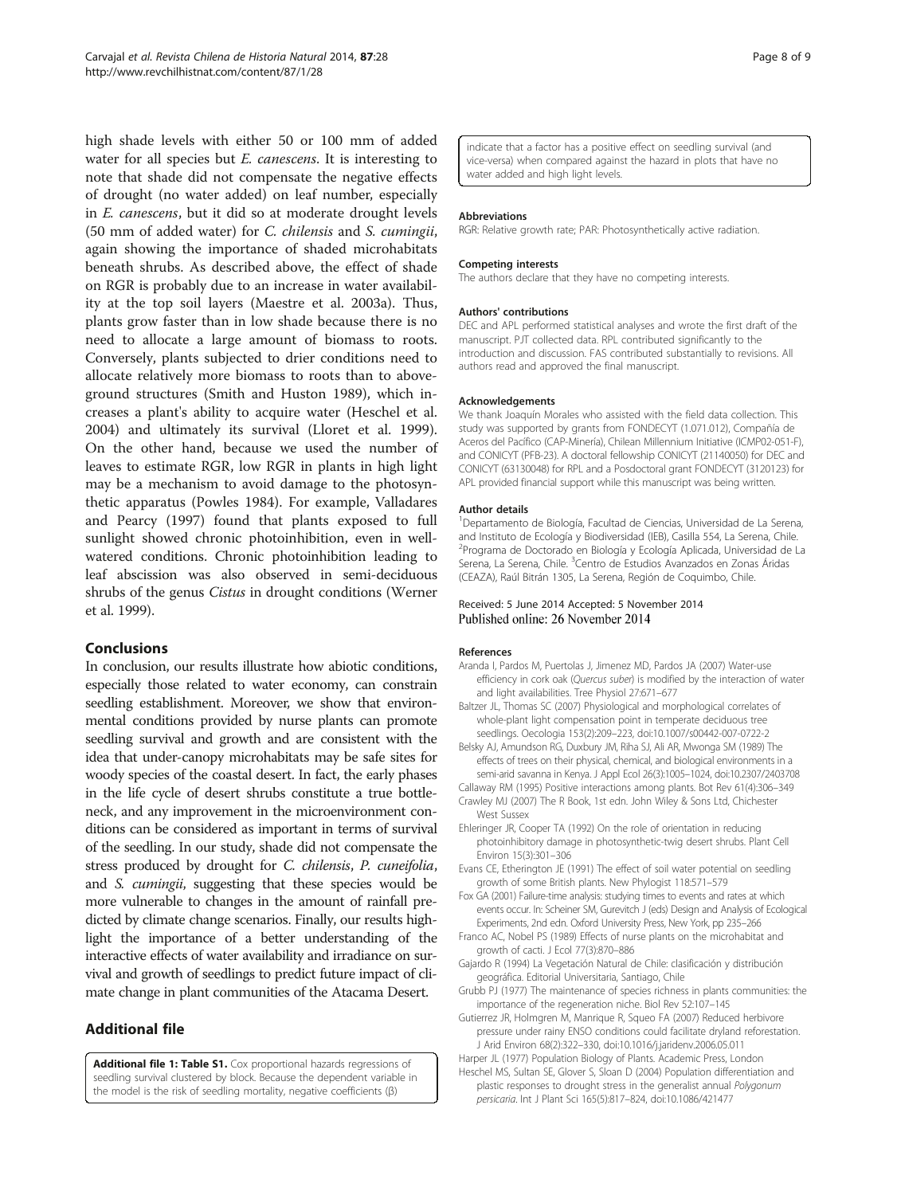high shade levels with either 50 or 100 mm of added water for all species but *E. canescens*. It is interesting to note that shade did not compensate the negative effects of drought (no water added) on leaf number, especially in *E. canescens*, but it did so at moderate drought levels (50 mm of added water) for *C. chilensis* and *S. cumingii*, again showing the importance of shaded microhabitats beneath shrubs. As described above, the effect of shade on RGR is probably due to an increase in water availability at the top soil layers (Maestre et al. 2003a). Thus, plants grow faster than in low shade because there is no need to allocate a large amount of biomass to roots. Conversely, plants subjected to drier conditions need to allocate relatively more biomass to roots than to above-ground structures (Smith and Huston 1989), which increases a plant's ability to acquire water (Heschel et al. 2004) and ultimately its survival (Lloret et al. 1999). On the other hand, because we used the number of leaves to estimate RGR, low RGR in plants in high light may be a mechanism to avoid damage to the photosynthetic apparatus (Powles 1984). For example, Valladares and Pearcy (1997) found that plants exposed to full sunlight showed chronic photoinhibition, even in well-watered conditions. Chronic photoinhibition leading to leaf abscission was also observed in semi-deciduous shrubs of the genus *Cistus* in drought conditions (Werner et al. 1999).

## Conclusions

In conclusion, our results illustrate how abiotic conditions, especially those related to water economy, can constrain seedling establishment. Moreover, we show that environmental conditions provided by nurse plants can promote seedling survival and growth and are consistent with the idea that under-canopy microhabitats may be safe sites for woody species of the coastal desert. In fact, the early phases in the life cycle of desert shrubs constitute a true bottleneck, and any improvement in the microenvironment conditions can be considered as important in terms of survival of the seedling. In our study, shade did not compensate the stress produced by drought for *C. chilensis*, *P. cuneifolia*, and *S. cumingii*, suggesting that these species would be more vulnerable to changes in the amount of rainfall predicted by climate change scenarios. Finally, our results highlight the importance of a better understanding of the interactive effects of water availability and irradiance on survival and growth of seedlings to predict future impact of climate change in plant communities of the Atacama Desert.

## Additional file

**Additional file 1: Table S1.** Cox proportional hazards regressions of seedling survival clustered by block. Because the dependent variable in the model is the risk of seedling mortality, negative coefficients (β) indicate that a factor has a positive effect on seedling survival (and vice-versa) when compared against the hazard in plots that have no water added and high light levels.

#### Abbreviations

RGR: Relative growth rate; PAR: Photosynthetically active radiation.

#### Competing interests

The authors declare that they have no competing interests.

#### Authors' contributions

DEC and APL performed statistical analyses and wrote the first draft of the manuscript. PJT collected data. RPL contributed significantly to the introduction and discussion. FAS contributed substantially to revisions. All authors read and approved the final manuscript.

#### Acknowledgements

We thank Joaquín Morales who assisted with the field data collection. This study was supported by grants from FONDECYT (1.071.012), Compañía de Aceros del Pacífico (CAP-Minería), Chilean Millennium Initiative (ICMP02-051-F), and CONICYT (PFB-23). A doctoral fellowship CONICYT (21140050) for DEC and CONICYT (63130048) for RPL and a Posdoctoral grant FONDECYT (3120123) for APL provided financial support while this manuscript was being written.

#### Author details

[1]Departamento de Biología, Facultad de Ciencias, Universidad de La Serena, and Instituto de Ecología y Biodiversidad (IEB), Casilla 554, La Serena, Chile. [2]Programa de Doctorado en Biología y Ecología Aplicada, Universidad de La Serena, La Serena, Chile. [3]Centro de Estudios Avanzados en Zonas Áridas (CEAZA), Raúl Bitrán 1305, La Serena, Región de Coquimbo, Chile.

Received: 5 June 2014 Accepted: 5 November 2014
Published online: 26 November 2014

#### References

- Aranda I, Pardos M, Puertolas J, Jimenez MD, Pardos JA (2007) Water-use efficiency in cork oak (*Quercus suber*) is modified by the interaction of water and light availabilities. Tree Physiol 27:671–677
- Baltzer JL, Thomas SC (2007) Physiological and morphological correlates of whole-plant light compensation point in temperate deciduous tree seedlings. Oecologia 153(2):209–223, doi:10.1007/s00442-007-0722-2
- Belsky AJ, Amundson RG, Duxbury JM, Riha SJ, Ali AR, Mwonga SM (1989) The effects of trees on their physical, chemical, and biological environments in a semi-arid savanna in Kenya. J Appl Ecol 26(3):1005–1024, doi:10.2307/2403708
- Callaway RM (1995) Positive interactions among plants. Bot Rev 61(4):306–349
- Crawley MJ (2007) The R Book, 1st edn. John Wiley & Sons Ltd, Chichester West Sussex
- Ehleringer JR, Cooper TA (1992) On the role of orientation in reducing photoinhibitory damage in photosynthetic-twig desert shrubs. Plant Cell Environ 15(3):301–306
- Evans CE, Etherington JE (1991) The effect of soil water potential on seedling growth of some British plants. New Phylogist 118:571–579
- Fox GA (2001) Failure-time analysis: studying times to events and rates at which events occur. In: Scheiner SM, Gurevitch J (eds) Design and Analysis of Ecological Experiments, 2nd edn. Oxford University Press, New York, pp 235–266
- Franco AC, Nobel PS (1989) Effects of nurse plants on the microhabitat and growth of cacti. J Ecol 77(3):870–886
- Gajardo R (1994) La Vegetación Natural de Chile: clasificación y distribución geográfica. Editorial Universitaria, Santiago, Chile
- Grubb PJ (1977) The maintenance of species richness in plants communities: the importance of the regeneration niche. Biol Rev 52:107–145
- Gutierrez JR, Holmgren M, Manrique R, Squeo FA (2007) Reduced herbivore pressure under rainy ENSO conditions could facilitate dryland reforestation. J Arid Environ 68(2):322–330, doi:10.1016/j.jaridenv.2006.05.011
- Harper JL (1977) Population Biology of Plants. Academic Press, London
- Heschel MS, Sultan SE, Glover S, Sloan D (2004) Population differentiation and plastic responses to drought stress in the generalist annual *Polygonum persicaria*. Int J Plant Sci 165(5):817–824, doi:10.1086/421477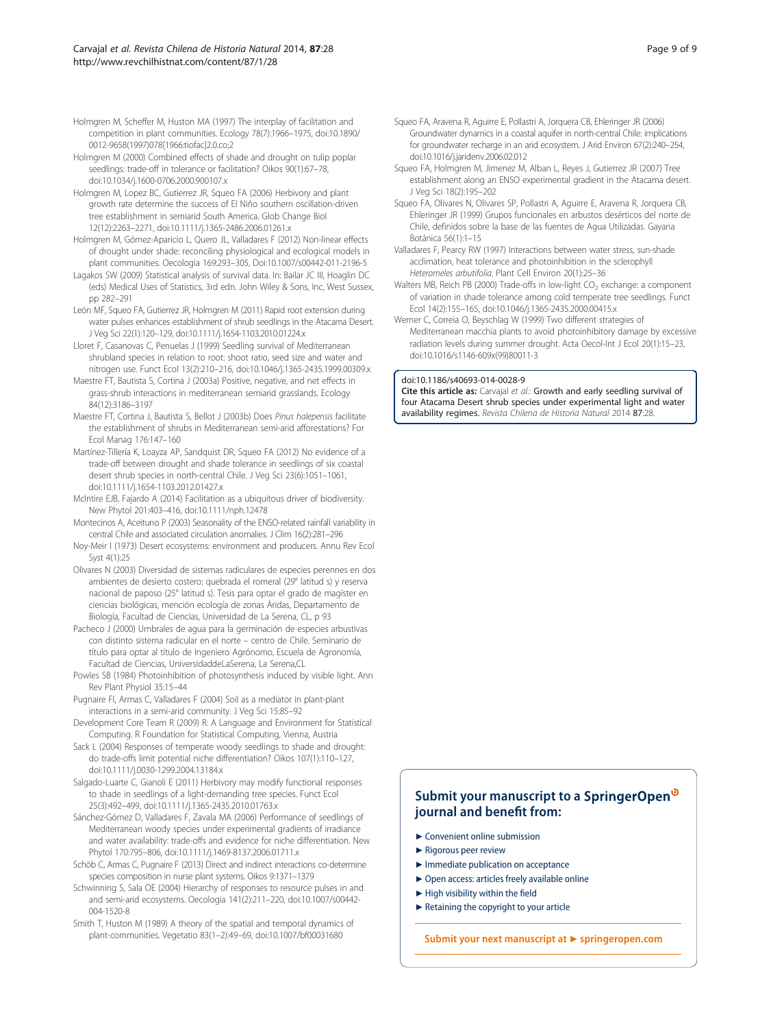Holmgren M, Scheffer M, Huston MA (1997) The interplay of facilitation and competition in plant communities. Ecology 78(7):1966–1975, doi:10.1890/0012-9658(1997)078[1966:tiofac]2.0.co;2

Holmgren M (2000) Combined effects of shade and drought on tulip poplar seedlings: trade-off in tolerance or facilitation? Oikos 90(1):67–78, doi:10.1034/j.1600-0706.2000.900107.x

Holmgren M, Lopez BC, Gutierrez JR, Squeo FA (2006) Herbivory and plant growth rate determine the success of El Niño southern oscillation-driven tree establishment in semiarid South America. Glob Change Biol 12(12):2263–2271, doi:10.1111/j.1365-2486.2006.01261.x

Holmgren M, Gómez-Aparicio L, Quero JL, Valladares F (2012) Non-linear effects of drought under shade: reconciling physiological and ecological models in plant communities. Oecologia 169:293–305, Doi:10.1007/s00442-011-2196-5

Lagakos SW (2009) Statistical analysis of survival data. In: Bailar JC III, Hoaglin DC (eds) Medical Uses of Statistics, 3rd edn. John Wiley & Sons, Inc, West Sussex, pp 282–291

León MF, Squeo FA, Gutierrez JR, Holmgren M (2011) Rapid root extension during water pulses enhances establishment of shrub seedlings in the Atacama Desert. J Veg Sci 22(1):120–129, doi:10.1111/j.1654-1103.2010.01224.x

Lloret F, Casanovas C, Penuelas J (1999) Seedling survival of Mediterranean shrubland species in relation to root: shoot ratio, seed size and water and nitrogen use. Funct Ecol 13(2):210–216, doi:10.1046/j.1365-2435.1999.00309.x

Maestre FT, Bautista S, Cortina J (2003a) Positive, negative, and net effects in grass-shrub interactions in mediterranean semiarid grasslands. Ecology 84(12):3186–3197

Maestre FT, Cortina J, Bautista S, Bellot J (2003b) Does *Pinus halepensis* facilitate the establishment of shrubs in Mediterranean semi-arid afforestations? For Ecol Manag 176:147–160

Martínez-Tillería K, Loayza AP, Sandquist DR, Squeo FA (2012) No evidence of a trade-off between drought and shade tolerance in seedlings of six coastal desert shrub species in north-central Chile. J Veg Sci 23(6):1051–1061, doi:10.1111/j.1654-1103.2012.01427.x

McIntire EJB, Fajardo A (2014) Facilitation as a ubiquitous driver of biodiversity. New Phytol 201:403–416, doi:10.1111/nph.12478

Montecinos A, Aceituno P (2003) Seasonality of the ENSO-related rainfall variability in central Chile and associated circulation anomalies. J Clim 16(2):281–296

Noy-Meir I (1973) Desert ecosystems: environment and producers. Annu Rev Ecol Syst 4(1):25

Olivares N (2003) Diversidad de sistemas radiculares de especies perennes en dos ambientes de desierto costero: quebrada el romeral (29° latitud s) y reserva nacional de paposo (25° latitud s). Tesis para optar el grado de magíster en ciencias biológicas, mención ecología de zonas Áridas, Departamento de Biología, Facultad de Ciencias, Universidad de La Serena, CL, p 93

Pacheco J (2000) Umbrales de agua para la germinación de especies arbustivas con distinto sistema radicular en el norte – centro de Chile. Seminario de título para optar al título de Ingeniero Agrónomo, Escuela de Agronomía, Facultad de Ciencias, UniversidaddeLaSerena, La Serena,CL

Powles SB (1984) Photoinhibition of photosynthesis induced by visible light. Ann Rev Plant Physiol 35:15–44

Pugnaire FI, Armas C, Valladares F (2004) Soil as a mediator in plant-plant interactions in a semi-arid community. J Veg Sci 15:85–92

Development Core Team R (2009) R: A Language and Environment for Statistical Computing. R Foundation for Statistical Computing, Vienna, Austria

Sack L (2004) Responses of temperate woody seedlings to shade and drought: do trade-offs limit potential niche differentiation? Oikos 107(1):110–127, doi:10.1111/j.0030-1299.2004.13184.x

Salgado-Luarte C, Gianoli E (2011) Herbivory may modify functional responses to shade in seedlings of a light-demanding tree species. Funct Ecol 25(3):492–499, doi:10.1111/j.1365-2435.2010.01763.x

Sánchez-Gómez D, Valladares F, Zavala MA (2006) Performance of seedlings of Mediterranean woody species under experimental gradients of irradiance and water availability: trade-offs and evidence for niche differentiation. New Phytol 170:795–806, doi:10.1111/j.1469-8137.2006.01711.x

Schöb C, Armas C, Pugnaire F (2013) Direct and indirect interactions co-determine species composition in nurse plant systems. Oikos 9:1371–1379

Schwinning S, Sala OE (2004) Hierarchy of responses to resource pulses in and and semi-arid ecosystems. Oecologia 141(2):211–220, doi:10.1007/s00442-004-1520-8

Smith T, Huston M (1989) A theory of the spatial and temporal dynamics of plant-communities. Vegetatio 83(1–2):49–69, doi:10.1007/bf00031680

Squeo FA, Aravena R, Aguirre E, Pollastri A, Jorquera CB, Ehleringer JR (2006) Groundwater dynamics in a coastal aquifer in north-central Chile: implications for groundwater recharge in an arid ecosystem. J Arid Environ 67(2):240–254, doi:10.1016/j.jaridenv.2006.02.012

Squeo FA, Holmgren M, Jimenez M, Alban L, Reyes J, Gutierrez JR (2007) Tree establishment along an ENSO experimental gradient in the Atacama desert. J Veg Sci 18(2):195–202

Squeo FA, Olivares N, Olivares SP, Pollastri A, Aguirre E, Aravena R, Jorquera CB, Ehleringer JR (1999) Grupos funcionales en arbustos desérticos del norte de Chile, definidos sobre la base de las fuentes de Agua Utilizadas. Gayana Botánica 56(1):1–15

Valladares F, Pearcy RW (1997) Interactions between water stress, sun-shade acclimation, heat tolerance and photoinhibition in the sclerophyll *Heteromeles arbutifolia*. Plant Cell Environ 20(1):25–36

Walters MB, Reich PB (2000) Trade-offs in low-light $CO_2$ exchange: a component of variation in shade tolerance among cold temperate tree seedlings. Funct Ecol 14(2):155–165, doi:10.1046/j.1365-2435.2000.00415.x

Werner C, Correia O, Beyschlag W (1999) Two different strategies of Mediterranean macchia plants to avoid photoinhibitory damage by excessive radiation levels during summer drought. Acta Oecol-Int J Ecol 20(1):15–23, doi:10.1016/s1146-609x(99)80011-3

doi:10.1186/s40693-014-0028-9

**Cite this article as:** Carvajal *et al.*: Growth and early seedling survival of four Atacama Desert shrub species under experimental light and water availability regimes. *Revista Chilena de Historia Natural* 2014 **87**:28.

**Submit your manuscript to a SpringerOpen journal and benefit from:**

- ► Convenient online submission
- ► Rigorous peer review
- ► Immediate publication on acceptance
- ► Open access: articles freely available online
- ► High visibility within the field
- ► Retaining the copyright to your article

**Submit your next manuscript at ► springeropen.com**